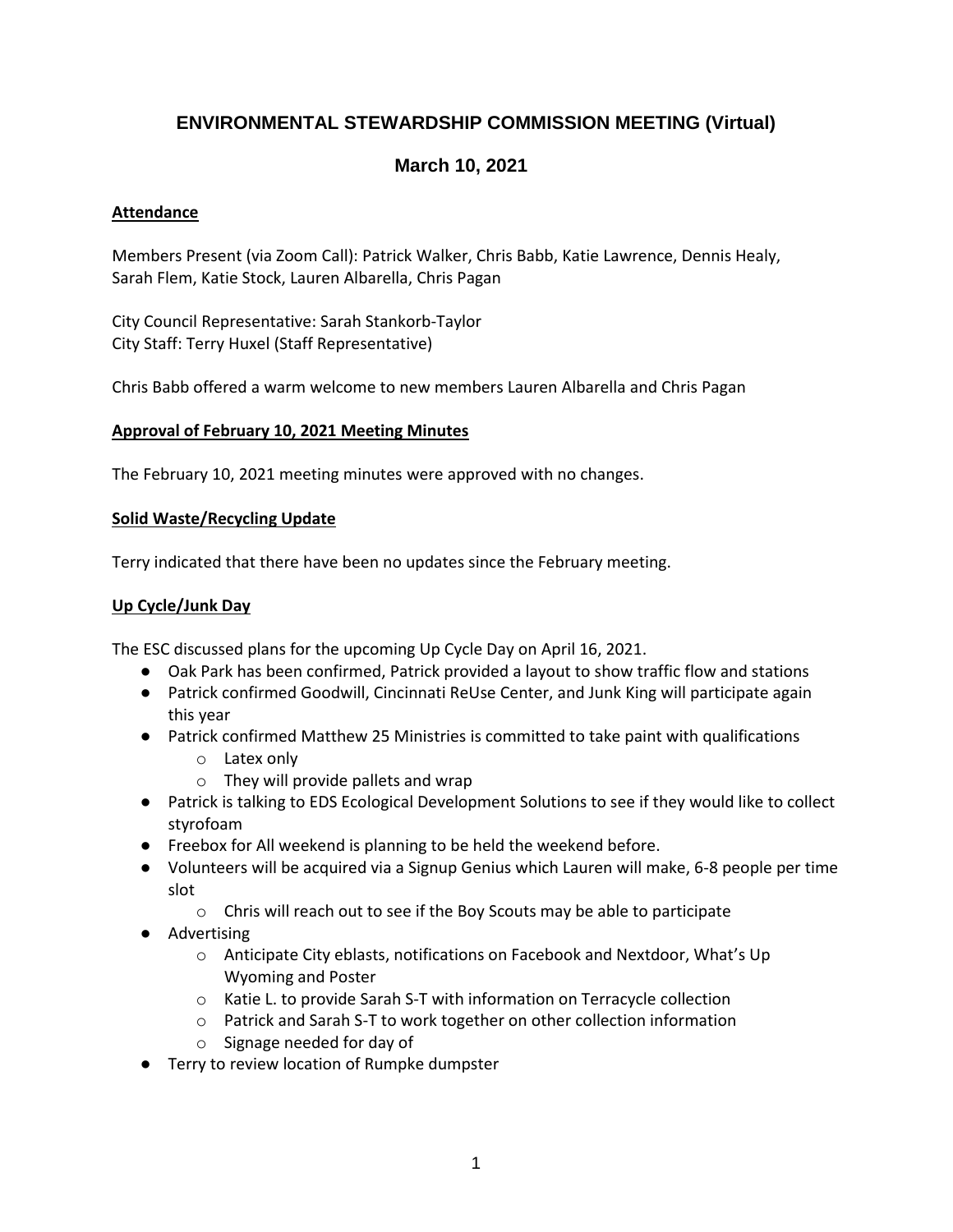# ENVIRONMENTAL STEWARDSHIP COMMISSION MEETING (Virtual)

## March 10, 2021

### Attendance

Members Present (via Zoom Call): Patrick Walker, Chris Babb, Katie Lawrence, Dennis Healy, Sarah Flem, Katie Stock, Lauren Albarella, Chris Pagan

City Council Representative: Sarah Stankorb-Taylor
City Staff: Terry Huxel (Staff Representative)

Chris Babb offered a warm welcome to new members Lauren Albarella and Chris Pagan

### Approval of February 10, 2021 Meeting Minutes

The February 10, 2021 meeting minutes were approved with no changes.

### Solid Waste/Recycling Update

Terry indicated that there have been no updates since the February meeting.

### Up Cycle/Junk Day

The ESC discussed plans for the upcoming Up Cycle Day on April 16, 2021.

- Oak Park has been confirmed, Patrick provided a layout to show traffic flow and stations
- Patrick confirmed Goodwill, Cincinnati ReUse Center, and Junk King will participate again this year
- Patrick confirmed Matthew 25 Ministries is committed to take paint with qualifications
  - Latex only
  - They will provide pallets and wrap
- Patrick is talking to EDS Ecological Development Solutions to see if they would like to collect styrofoam
- Freebox for All weekend is planning to be held the weekend before.
- Volunteers will be acquired via a Signup Genius which Lauren will make, 6-8 people per time slot
  - Chris will reach out to see if the Boy Scouts may be able to participate
- Advertising
  - Anticipate City eblasts, notifications on Facebook and Nextdoor, What's Up Wyoming and Poster
  - Katie L. to provide Sarah S-T with information on Terracycle collection
  - Patrick and Sarah S-T to work together on other collection information
  - Signage needed for day of
- Terry to review location of Rumpke dumpster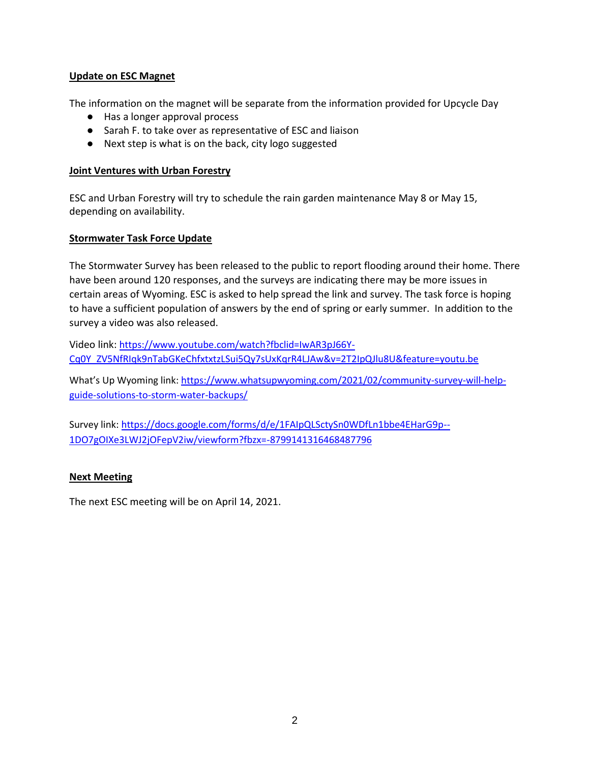**Update on ESC Magnet**

The information on the magnet will be separate from the information provided for Upcycle Day

- Has a longer approval process
- Sarah F. to take over as representative of ESC and liaison
- Next step is what is on the back, city logo suggested

**Joint Ventures with Urban Forestry**

ESC and Urban Forestry will try to schedule the rain garden maintenance May 8 or May 15, depending on availability.

**Stormwater Task Force Update**

The Stormwater Survey has been released to the public to report flooding around their home. There have been around 120 responses, and the surveys are indicating there may be more issues in certain areas of Wyoming. ESC is asked to help spread the link and survey. The task force is hoping to have a sufficient population of answers by the end of spring or early summer. In addition to the survey a video was also released.

Video link: https://www.youtube.com/watch?fbclid=IwAR3pJ66Y-Cq0Y_ZV5NfRIqk9nTabGKeChfxtxtzLSui5Qy7sUxKqrR4LJAw&v=2T2IpQJlu8U&feature=youtu.be

What's Up Wyoming link: https://www.whatsupwyoming.com/2021/02/community-survey-will-help-guide-solutions-to-storm-water-backups/

Survey link: https://docs.google.com/forms/d/e/1FAIpQLSctySn0WDfLn1bbe4EHarG9p--1DO7gOIXe3LWJ2jOFepV2iw/viewform?fbzx=-8799141316468487796

**Next Meeting**

The next ESC meeting will be on April 14, 2021.